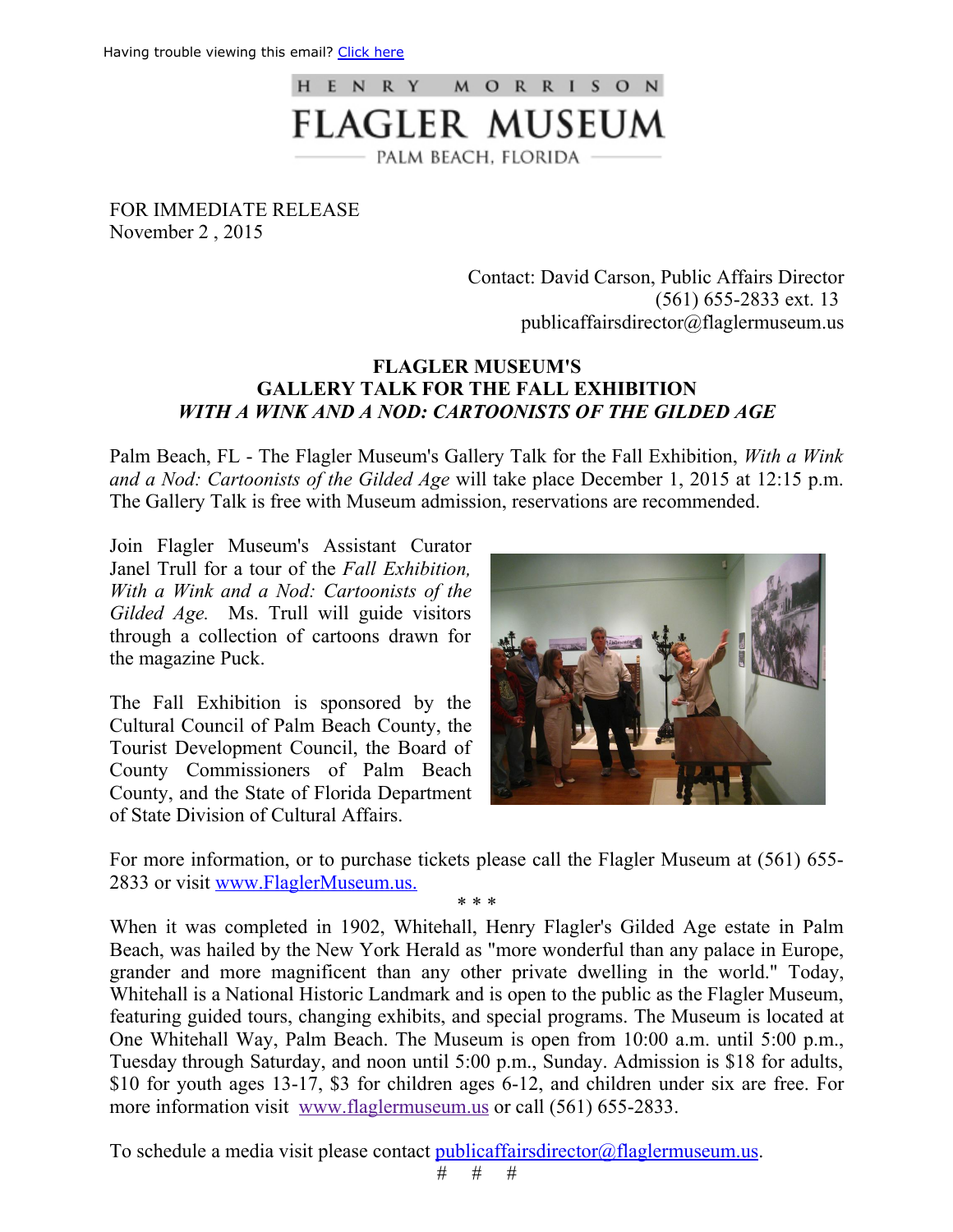Having trouble viewing this email? Click here

HENRY MORRISON

# FLAGLER MUSEUM

PALM BEACH, FLORIDA

FOR IMMEDIATE RELEASE
November 2 , 2015

Contact: David Carson, Public Affairs Director
(561) 655-2833 ext. 13
publicaffairsdirector@flaglermuseum.us

## FLAGLER MUSEUM'S GALLERY TALK FOR THE FALL EXHIBITION *WITH A WINK AND A NOD: CARTOONISTS OF THE GILDED AGE*

Palm Beach, FL - The Flagler Museum's Gallery Talk for the Fall Exhibition, *With a Wink and a Nod: Cartoonists of the Gilded Age* will take place December 1, 2015 at 12:15 p.m. The Gallery Talk is free with Museum admission, reservations are recommended.

Join Flagler Museum's Assistant Curator Janel Trull for a tour of the *Fall Exhibition, With a Wink and a Nod: Cartoonists of the Gilded Age.* Ms. Trull will guide visitors through a collection of cartoons drawn for the magazine Puck.

The Fall Exhibition is sponsored by the Cultural Council of Palm Beach County, the Tourist Development Council, the Board of County Commissioners of Palm Beach County, and the State of Florida Department of State Division of Cultural Affairs.

For more information, or to purchase tickets please call the Flagler Museum at (561) 655-2833 or visit www.FlaglerMuseum.us.

\* \* \*

When it was completed in 1902, Whitehall, Henry Flagler's Gilded Age estate in Palm Beach, was hailed by the New York Herald as "more wonderful than any palace in Europe, grander and more magnificent than any other private dwelling in the world." Today, Whitehall is a National Historic Landmark and is open to the public as the Flagler Museum, featuring guided tours, changing exhibits, and special programs. The Museum is located at One Whitehall Way, Palm Beach. The Museum is open from 10:00 a.m. until 5:00 p.m., Tuesday through Saturday, and noon until 5:00 p.m., Sunday. Admission is $18 for adults, $10 for youth ages 13-17, $3 for children ages 6-12, and children under six are free. For more information visit www.flaglermuseum.us or call (561) 655-2833.

To schedule a media visit please contact publicaffairsdirector@flaglermuseum.us.

# # #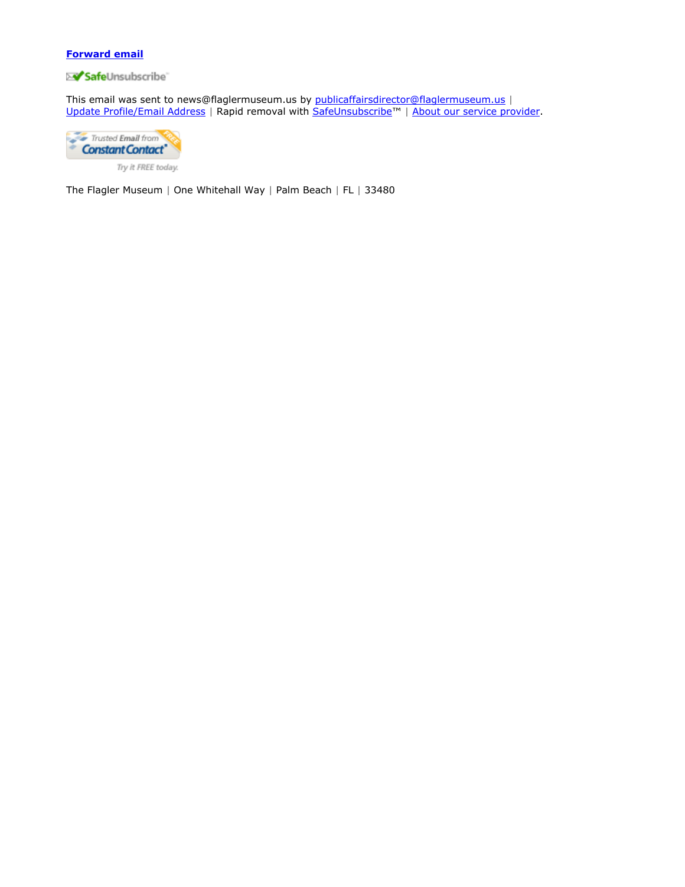**Forward email**

SafeUnsubscribe™

This email was sent to news@flaglermuseum.us by publicaffairsdirector@flaglermuseum.us | Update Profile/Email Address | Rapid removal with SafeUnsubscribe™ | About our service provider.

Trusted Email from Constant Contact FREE

Try it FREE today.

The Flagler Museum | One Whitehall Way | Palm Beach | FL | 33480